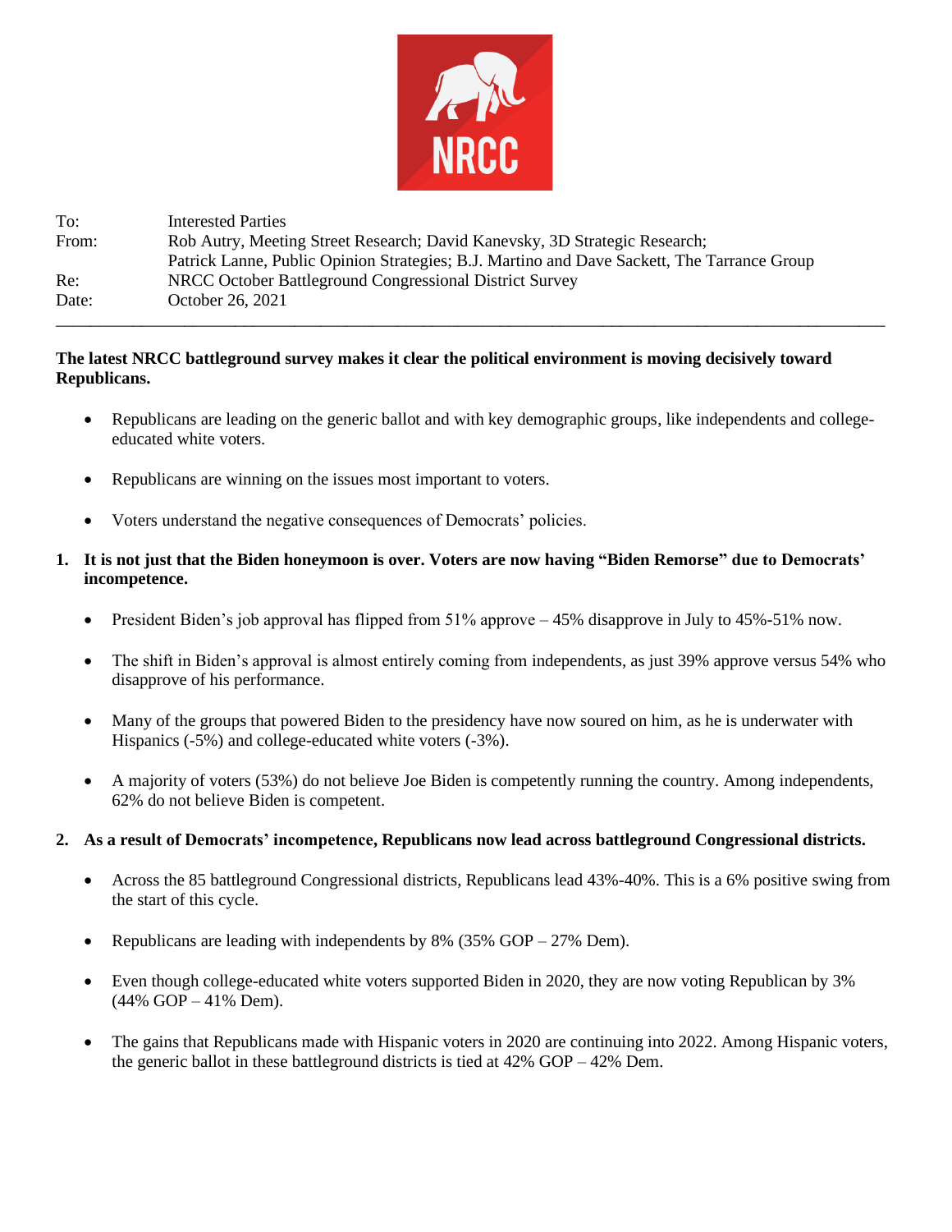NRCC

| | |
|---|---|
| To: | Interested Parties |
| From: | Rob Autry, Meeting Street Research; David Kanevsky, 3D Strategic Research; Patrick Lanne, Public Opinion Strategies; B.J. Martino and Dave Sackett, The Tarrance Group |
| Re: | NRCC October Battleground Congressional District Survey |
| Date: | October 26, 2021 |

---

**The latest NRCC battleground survey makes it clear the political environment is moving decisively toward Republicans.**

- Republicans are leading on the generic ballot and with key demographic groups, like independents and college-educated white voters.
- Republicans are winning on the issues most important to voters.
- Voters understand the negative consequences of Democrats' policies.

**1. It is not just that the Biden honeymoon is over. Voters are now having "Biden Remorse" due to Democrats' incompetence.**

- President Biden's job approval has flipped from 51% approve – 45% disapprove in July to 45%-51% now.
- The shift in Biden's approval is almost entirely coming from independents, as just 39% approve versus 54% who disapprove of his performance.
- Many of the groups that powered Biden to the presidency have now soured on him, as he is underwater with Hispanics (-5%) and college-educated white voters (-3%).
- A majority of voters (53%) do not believe Joe Biden is competently running the country. Among independents, 62% do not believe Biden is competent.

**2. As a result of Democrats' incompetence, Republicans now lead across battleground Congressional districts.**

- Across the 85 battleground Congressional districts, Republicans lead 43%-40%. This is a 6% positive swing from the start of this cycle.
- Republicans are leading with independents by 8% (35% GOP – 27% Dem).
- Even though college-educated white voters supported Biden in 2020, they are now voting Republican by 3% (44% GOP – 41% Dem).
- The gains that Republicans made with Hispanic voters in 2020 are continuing into 2022. Among Hispanic voters, the generic ballot in these battleground districts is tied at 42% GOP – 42% Dem.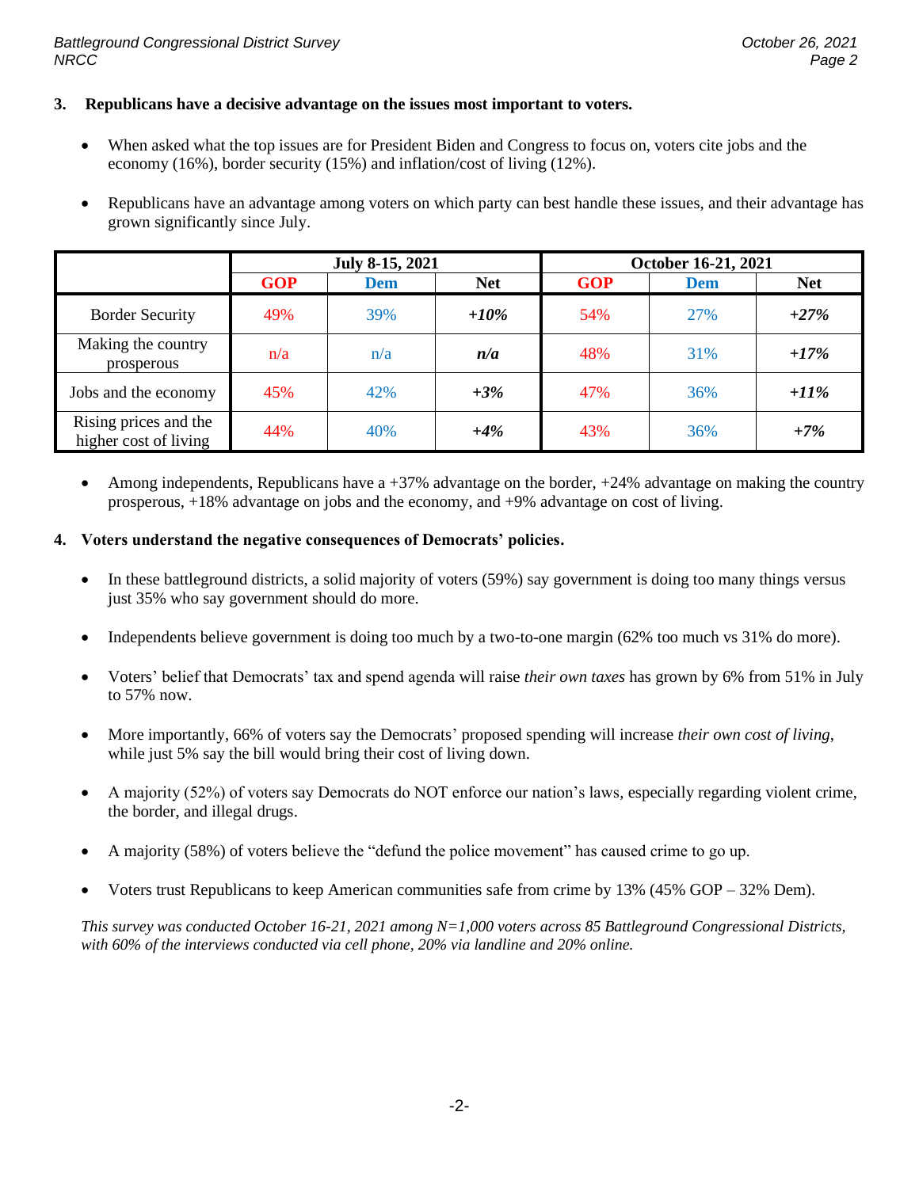**3. Republicans have a decisive advantage on the issues most important to voters.**

- When asked what the top issues are for President Biden and Congress to focus on, voters cite jobs and the economy (16%), border security (15%) and inflation/cost of living (12%).
- Republicans have an advantage among voters on which party can best handle these issues, and their advantage has grown significantly since July.

| | July 8-15, 2021 | | | October 16-21, 2021 | | |
|---|---|---|---|---|---|---|
| | GOP | Dem | Net | GOP | Dem | Net |
| Border Security | 49% | 39% | *+10%* | 54% | 27% | *+27%* |
| Making the country prosperous | n/a | n/a | *n/a* | 48% | 31% | *+17%* |
| Jobs and the economy | 45% | 42% | *+3%* | 47% | 36% | *+11%* |
| Rising prices and the higher cost of living | 44% | 40% | *+4%* | 43% | 36% | *+7%* |

- Among independents, Republicans have a +37% advantage on the border, +24% advantage on making the country prosperous, +18% advantage on jobs and the economy, and +9% advantage on cost of living.

**4. Voters understand the negative consequences of Democrats' policies.**

- In these battleground districts, a solid majority of voters (59%) say government is doing too many things versus just 35% who say government should do more.
- Independents believe government is doing too much by a two-to-one margin (62% too much vs 31% do more).
- Voters' belief that Democrats' tax and spend agenda will raise *their own taxes* has grown by 6% from 51% in July to 57% now.
- More importantly, 66% of voters say the Democrats' proposed spending will increase *their own cost of living*, while just 5% say the bill would bring their cost of living down.
- A majority (52%) of voters say Democrats do NOT enforce our nation's laws, especially regarding violent crime, the border, and illegal drugs.
- A majority (58%) of voters believe the "defund the police movement" has caused crime to go up.
- Voters trust Republicans to keep American communities safe from crime by 13% (45% GOP – 32% Dem).

*This survey was conducted October 16-21, 2021 among N=1,000 voters across 85 Battleground Congressional Districts, with 60% of the interviews conducted via cell phone, 20% via landline and 20% online.*